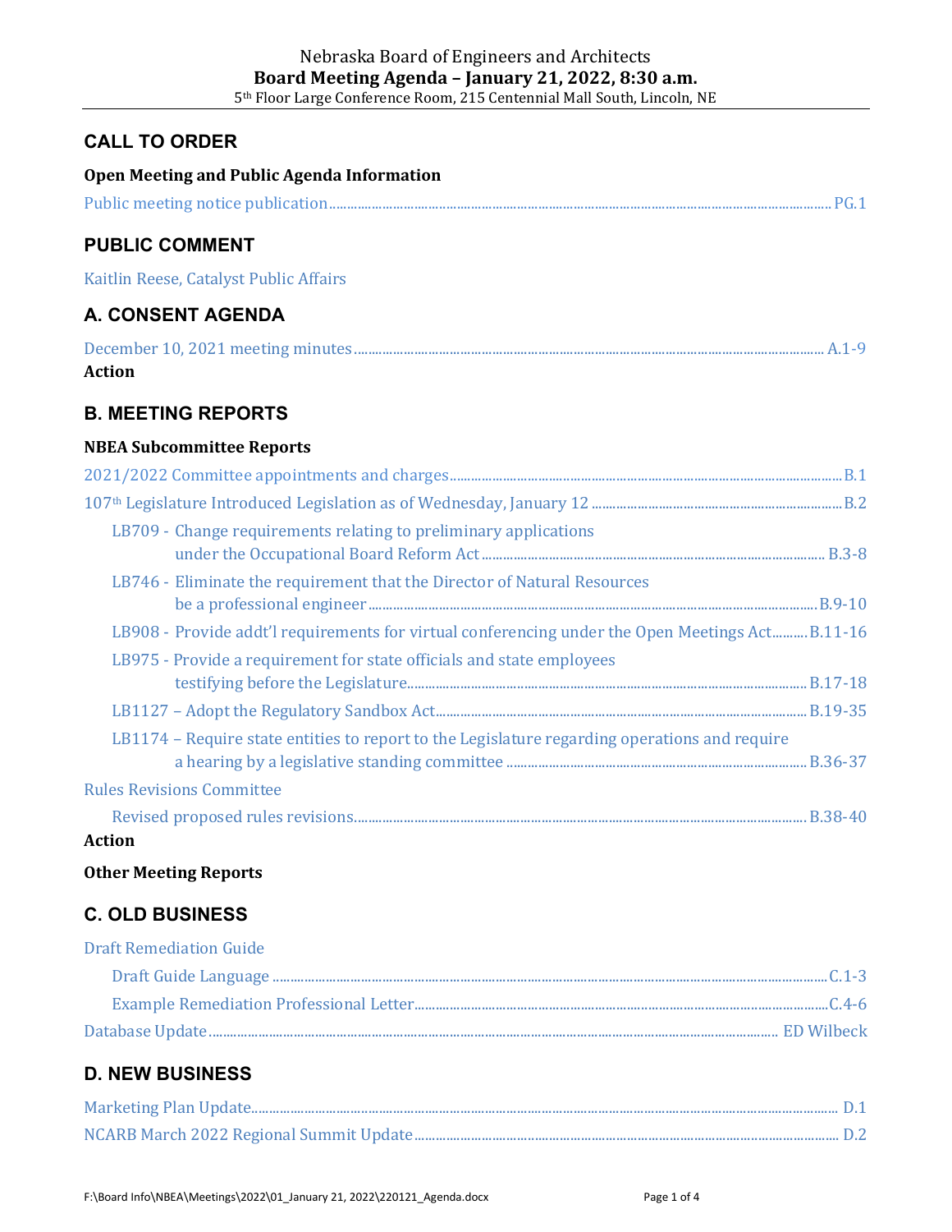Nebraska Board of Engineers and Architects

**Board Meeting Agenda – January 21, 2022, 8:30 a.m.**

5th Floor Large Conference Room, 215 Centennial Mall South, Lincoln, NE

## CALL TO ORDER

**Open Meeting and Public Agenda Information**

Public meeting notice publication .......... PG.1

## PUBLIC COMMENT

Kaitlin Reese, Catalyst Public Affairs

## A. CONSENT AGENDA

December 10, 2021 meeting minutes .......... A.1-9

**Action**

## B. MEETING REPORTS

**NBEA Subcommittee Reports**

2021/2022 Committee appointments and charges .......... B.1

107th Legislature Introduced Legislation as of Wednesday, January 12 .......... B.2

- LB709 - Change requirements relating to preliminary applications under the Occupational Board Reform Act .......... B.3-8
- LB746 - Eliminate the requirement that the Director of Natural Resources be a professional engineer .......... B.9-10
- LB908 - Provide addt'l requirements for virtual conferencing under the Open Meetings Act .......... B.11-16
- LB975 - Provide a requirement for state officials and state employees testifying before the Legislature .......... B.17-18
- LB1127 – Adopt the Regulatory Sandbox Act .......... B.19-35
- LB1174 – Require state entities to report to the Legislature regarding operations and require a hearing by a legislative standing committee .......... B.36-37

Rules Revisions Committee

- Revised proposed rules revisions .......... B.38-40

**Action**

**Other Meeting Reports**

## C. OLD BUSINESS

Draft Remediation Guide

- Draft Guide Language .......... C.1-3
- Example Remediation Professional Letter .......... C.4-6

Database Update .......... ED Wilbeck

## D. NEW BUSINESS

Marketing Plan Update .......... D.1

NCARB March 2022 Regional Summit Update .......... D.2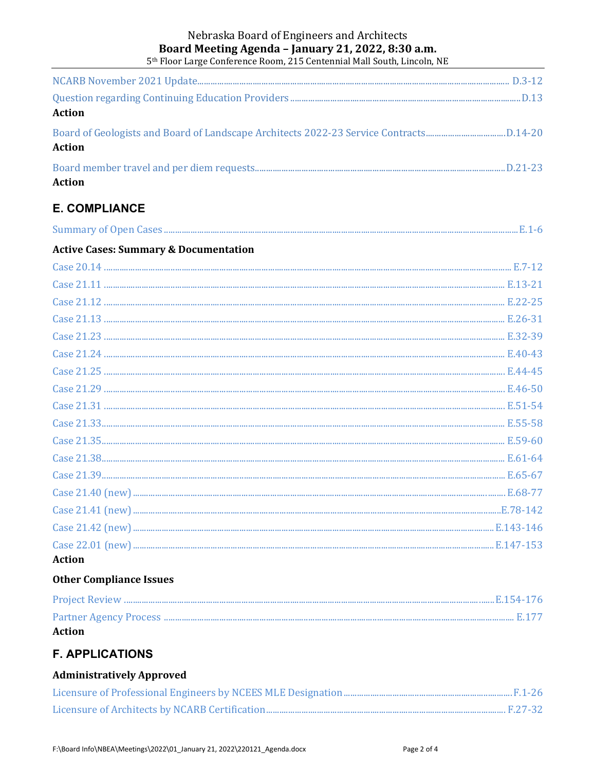NCARB November 2021 Update ........ D.3-12

Question regarding Continuing Education Providers ........ D.13

**Action**

Board of Geologists and Board of Landscape Architects 2022-23 Service Contracts ........ D.14-20

**Action**

Board member travel and per diem requests ........ D.21-23

**Action**

## E. COMPLIANCE

Summary of Open Cases ........ E.1-6

### Active Cases: Summary & Documentation

Case 20.14 ........ E.7-12

Case 21.11 ........ E.13-21

Case 21.12 ........ E.22-25

Case 21.13 ........ E.26-31

Case 21.23 ........ E.32-39

Case 21.24 ........ E.40-43

Case 21.25 ........ E.44-45

Case 21.29 ........ E.46-50

Case 21.31 ........ E.51-54

Case 21.33 ........ E.55-58

Case 21.35 ........ E.59-60

Case 21.38 ........ E.61-64

Case 21.39 ........ E.65-67

Case 21.40 (new) ........ E.68-77

Case 21.41 (new) ........ E.78-142

Case 21.42 (new) ........ E.143-146

Case 22.01 (new) ........ E.147-153

**Action**

### Other Compliance Issues

Project Review ........ E.154-176

Partner Agency Process ........ E.177

**Action**

## F. APPLICATIONS

### Administratively Approved

Licensure of Professional Engineers by NCEES MLE Designation ........ F.1-26

Licensure of Architects by NCARB Certification ........ F.27-32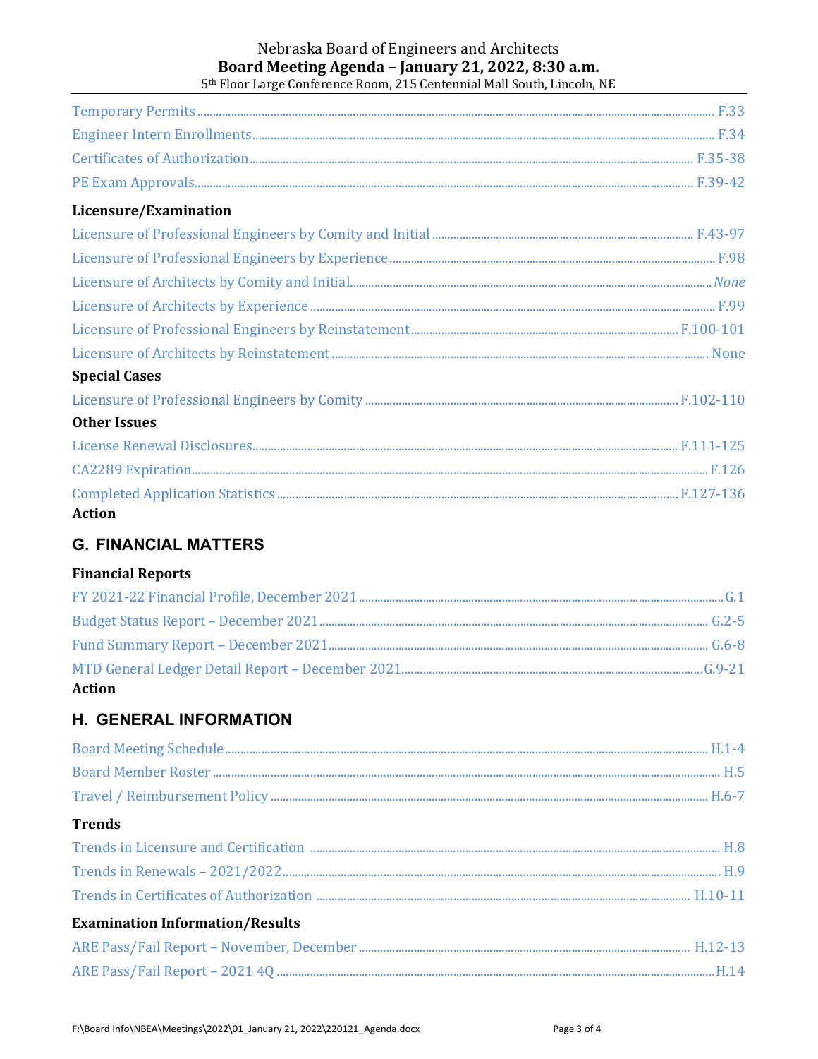Temporary Permits ........ F.33

Engineer Intern Enrollments ........ F.34

Certificates of Authorization ........ F.35-38

PE Exam Approvals ........ F.39-42

**Licensure/Examination**

Licensure of Professional Engineers by Comity and Initial ........ F.43-97

Licensure of Professional Engineers by Experience ........ F.98

Licensure of Architects by Comity and Initial ........ *None*

Licensure of Architects by Experience ........ F.99

Licensure of Professional Engineers by Reinstatement ........ F.100-101

Licensure of Architects by Reinstatement ........ None

**Special Cases**

Licensure of Professional Engineers by Comity ........ F.102-110

**Other Issues**

License Renewal Disclosures ........ F.111-125

CA2289 Expiration ........ F.126

Completed Application Statistics ........ F.127-136

**Action**

## G. FINANCIAL MATTERS

**Financial Reports**

FY 2021-22 Financial Profile, December 2021 ........ G.1

Budget Status Report – December 2021 ........ G.2-5

Fund Summary Report – December 2021 ........ G.6-8

MTD General Ledger Detail Report – December 2021 ........ G.9-21

**Action**

## H. GENERAL INFORMATION

Board Meeting Schedule ........ H.1-4

Board Member Roster ........ H.5

Travel / Reimbursement Policy ........ H.6-7

**Trends**

Trends in Licensure and Certification ........ H.8

Trends in Renewals – 2021/2022 ........ H.9

Trends in Certificates of Authorization ........ H.10-11

**Examination Information/Results**

ARE Pass/Fail Report – November, December ........ H.12-13

ARE Pass/Fail Report – 2021 4Q ........ H.14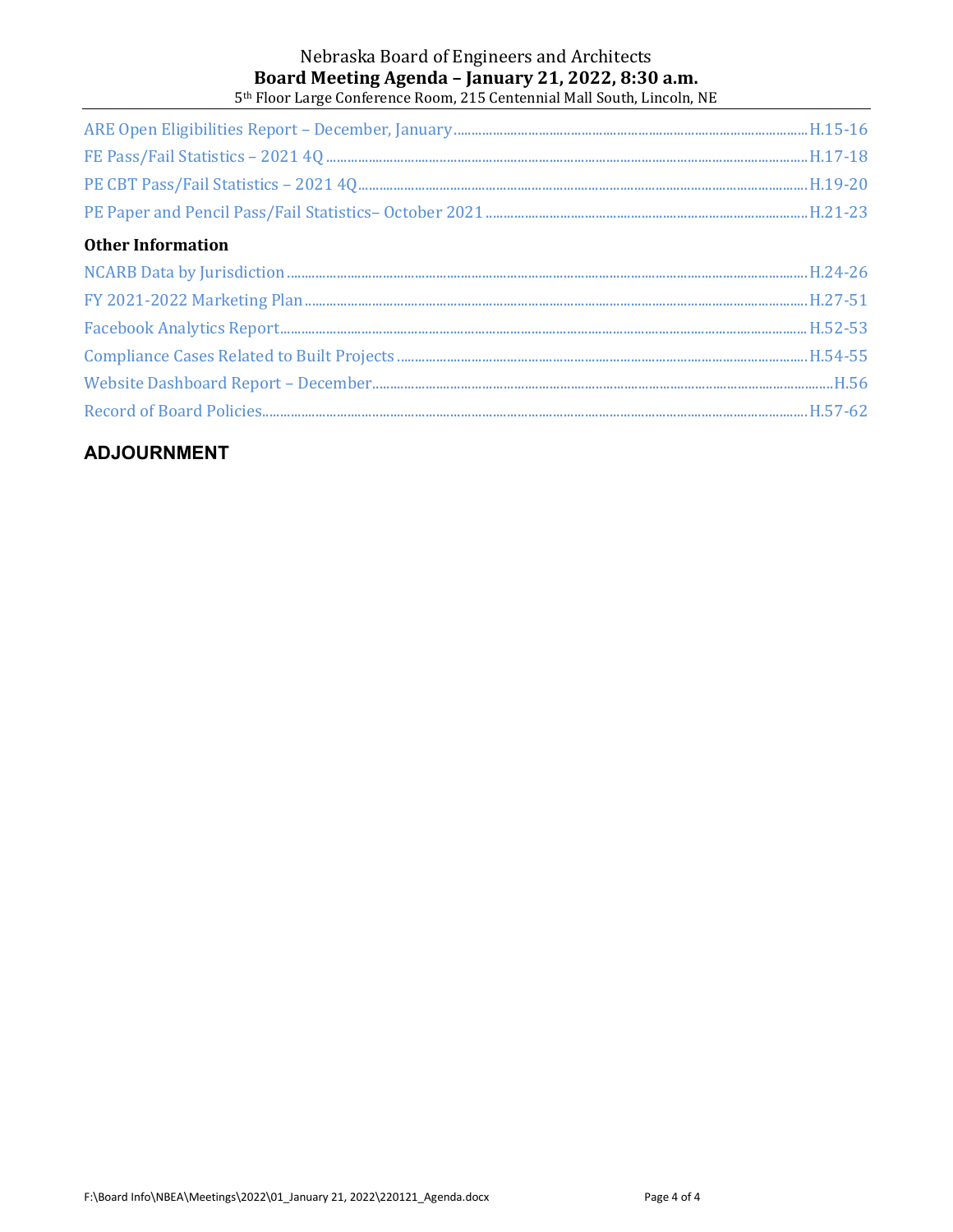ARE Open Eligibilities Report – December, January ........ H.15-16

FE Pass/Fail Statistics – 2021 4Q ........ H.17-18

PE CBT Pass/Fail Statistics – 2021 4Q ........ H.19-20

PE Paper and Pencil Pass/Fail Statistics– October 2021 ........ H.21-23

**Other Information**

NCARB Data by Jurisdiction ........ H.24-26

FY 2021-2022 Marketing Plan ........ H.27-51

Facebook Analytics Report ........ H.52-53

Compliance Cases Related to Built Projects ........ H.54-55

Website Dashboard Report – December ........ H.56

Record of Board Policies ........ H.57-62

## ADJOURNMENT